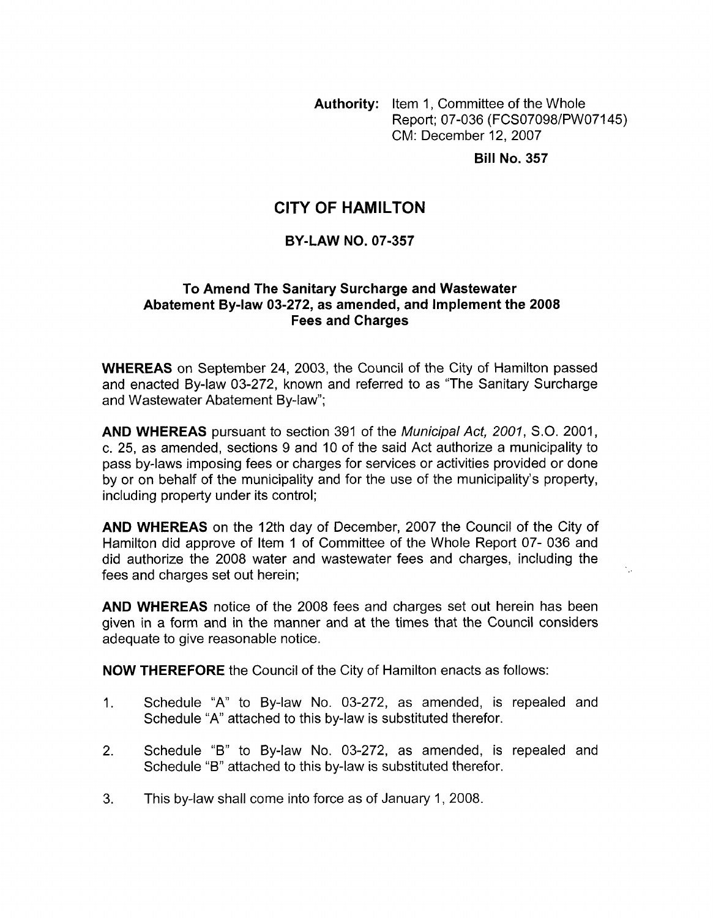**Authority:** Item 1, Committee of the Whole Report; 07-036 (FCS07098/PW07145) CM: December 12, 2007

**Bill No. 357**

# CITY OF HAMILTON

## BY-LAW NO. 07-357

### To Amend The Sanitary Surcharge and Wastewater Abatement By-law 03-272, as amended, and Implement the 2008 Fees and Charges

**WHEREAS** on September 24, 2003, the Council of the City of Hamilton passed and enacted By-law 03-272, known and referred to as "The Sanitary Surcharge and Wastewater Abatement By-law";

**AND WHEREAS** pursuant to section 391 of the *Municipal Act, 2001*, S.O. 2001, c. 25, as amended, sections 9 and 10 of the said Act authorize a municipality to pass by-laws imposing fees or charges for services or activities provided or done by or on behalf of the municipality and for the use of the municipality's property, including property under its control;

**AND WHEREAS** on the 12th day of December, 2007 the Council of the City of Hamilton did approve of Item 1 of Committee of the Whole Report 07- 036 and did authorize the 2008 water and wastewater fees and charges, including the fees and charges set out herein;

**AND WHEREAS** notice of the 2008 fees and charges set out herein has been given in a form and in the manner and at the times that the Council considers adequate to give reasonable notice.

**NOW THEREFORE** the Council of the City of Hamilton enacts as follows:

1. Schedule "A" to By-law No. 03-272, as amended, is repealed and Schedule "A" attached to this by-law is substituted therefor.
2. Schedule "B" to By-law No. 03-272, as amended, is repealed and Schedule "B" attached to this by-law is substituted therefor.
3. This by-law shall come into force as of January 1, 2008.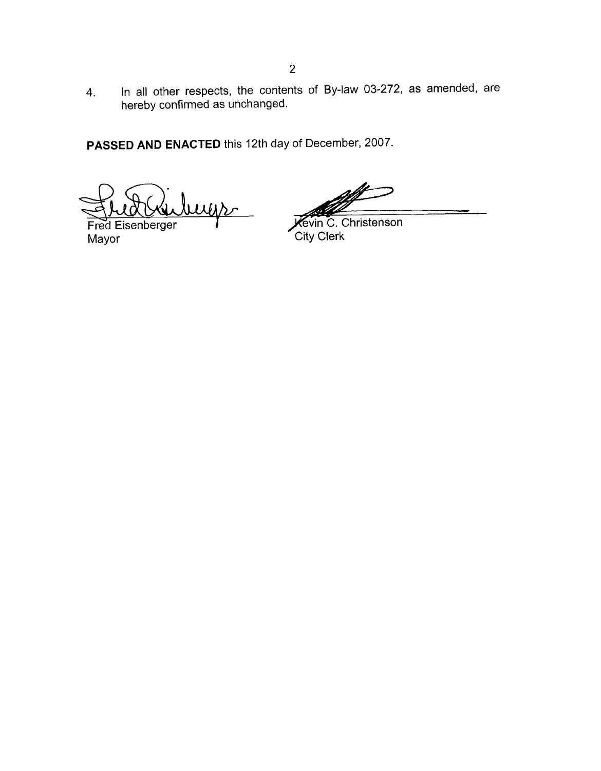4. In all other respects, the contents of By-law 03-272, as amended, are hereby confirmed as unchanged.

**PASSED AND ENACTED** this 12th day of December, 2007.

Fred Eisenberger
Mayor

Kevin C. Christenson
City Clerk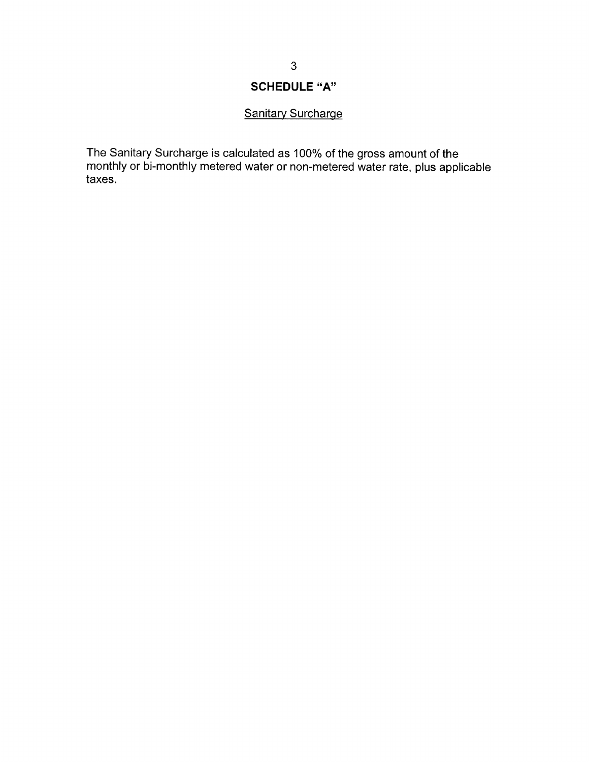# SCHEDULE "A"

## Sanitary Surcharge

The Sanitary Surcharge is calculated as 100% of the gross amount of the monthly or bi-monthly metered water or non-metered water rate, plus applicable taxes.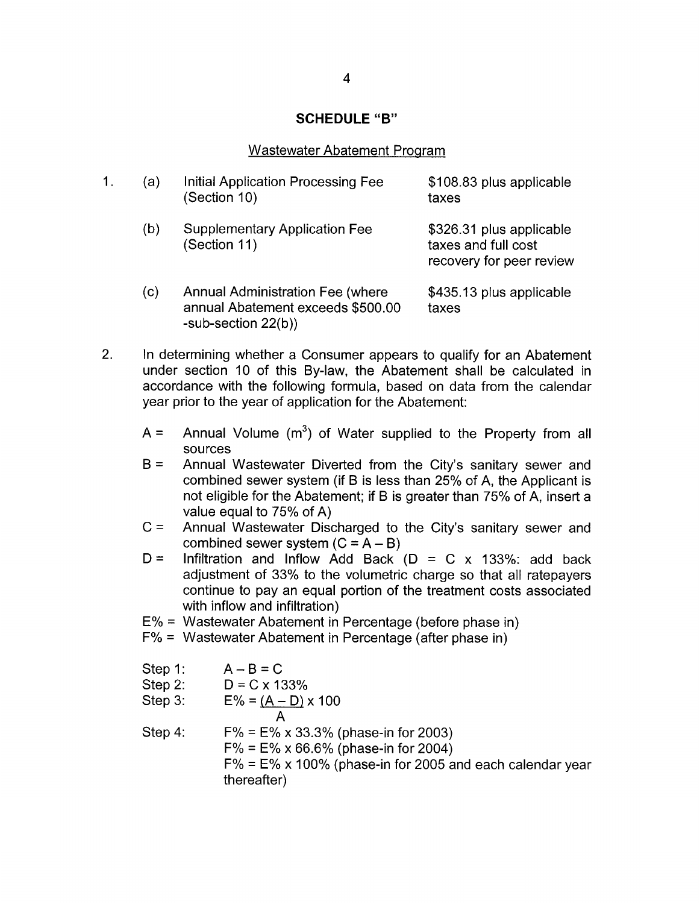## SCHEDULE "B"

Wastewater Abatement Program

1. (a) Initial Application Processing Fee (Section 10) — \$108.83 plus applicable taxes

   (b) Supplementary Application Fee (Section 11) — \$326.31 plus applicable taxes and full cost recovery for peer review

   (c) Annual Administration Fee (where annual Abatement exceeds \$500.00 -sub-section 22(b)) — \$435.13 plus applicable taxes

2. In determining whether a Consumer appears to qualify for an Abatement under section 10 of this By-law, the Abatement shall be calculated in accordance with the following formula, based on data from the calendar year prior to the year of application for the Abatement:

   A = Annual Volume ($m^3$) of Water supplied to the Property from all sources

   B = Annual Wastewater Diverted from the City's sanitary sewer and combined sewer system (if B is less than 25% of A, the Applicant is not eligible for the Abatement; if B is greater than 75% of A, insert a value equal to 75% of A)

   C = Annual Wastewater Discharged to the City's sanitary sewer and combined sewer system ($C = A - B$)

   D = Infiltration and Inflow Add Back ($D = C \times 133\%$: add back adjustment of 33% to the volumetric charge so that all ratepayers continue to pay an equal portion of the treatment costs associated with inflow and infiltration)

   E% = Wastewater Abatement in Percentage (before phase in)

   F% = Wastewater Abatement in Percentage (after phase in)

   Step 1: $A - B = C$

   Step 2: $D = C \times 133\%$

   Step 3: $E\% = \dfrac{(A - D)}{A} \times 100$

   Step 4: $F\% = E\% \times 33.3\%$ (phase-in for 2003)

   $F\% = E\% \times 66.6\%$ (phase-in for 2004)

   $F\% = E\% \times 100\%$ (phase-in for 2005 and each calendar year thereafter)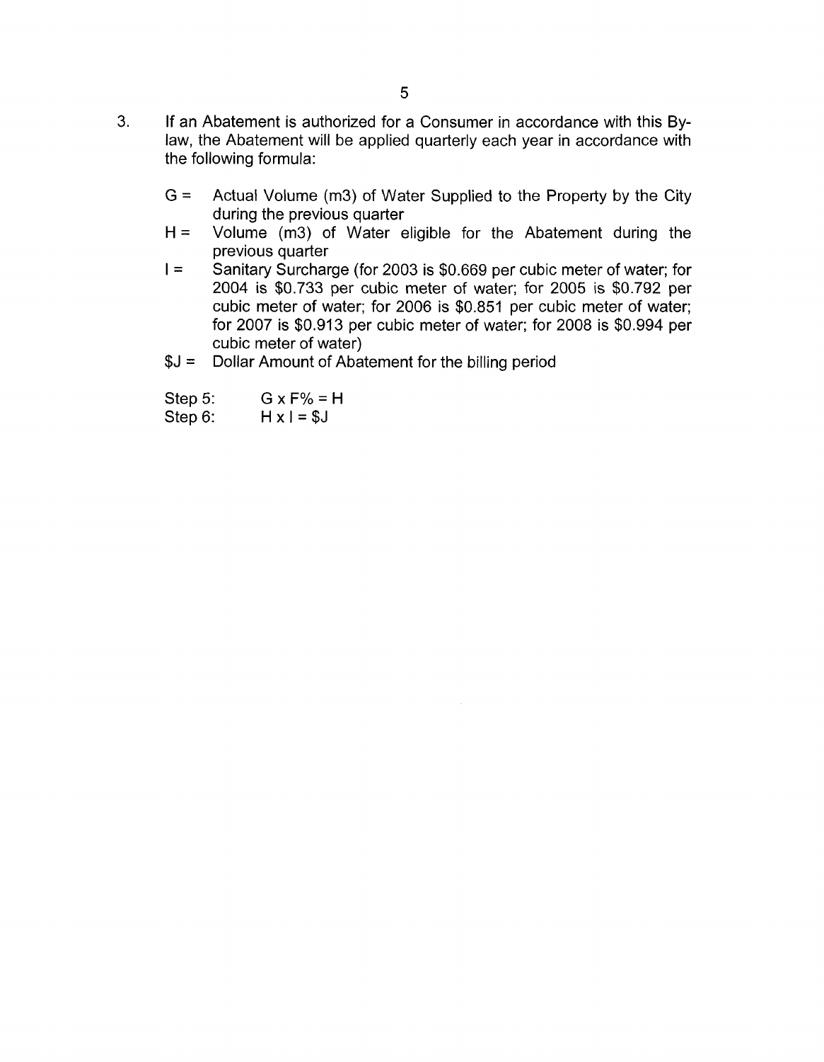3. If an Abatement is authorized for a Consumer in accordance with this By-law, the Abatement will be applied quarterly each year in accordance with the following formula:

   G = Actual Volume (m3) of Water Supplied to the Property by the City during the previous quarter
   
   H = Volume (m3) of Water eligible for the Abatement during the previous quarter
   
   I = Sanitary Surcharge (for 2003 is \$0.669 per cubic meter of water; for 2004 is \$0.733 per cubic meter of water; for 2005 is \$0.792 per cubic meter of water; for 2006 is \$0.851 per cubic meter of water; for 2007 is \$0.913 per cubic meter of water; for 2008 is \$0.994 per cubic meter of water)
   
   \$J = Dollar Amount of Abatement for the billing period

   Step 5: $G \times F\% = H$
   
   Step 6: $H \times I = \$J$